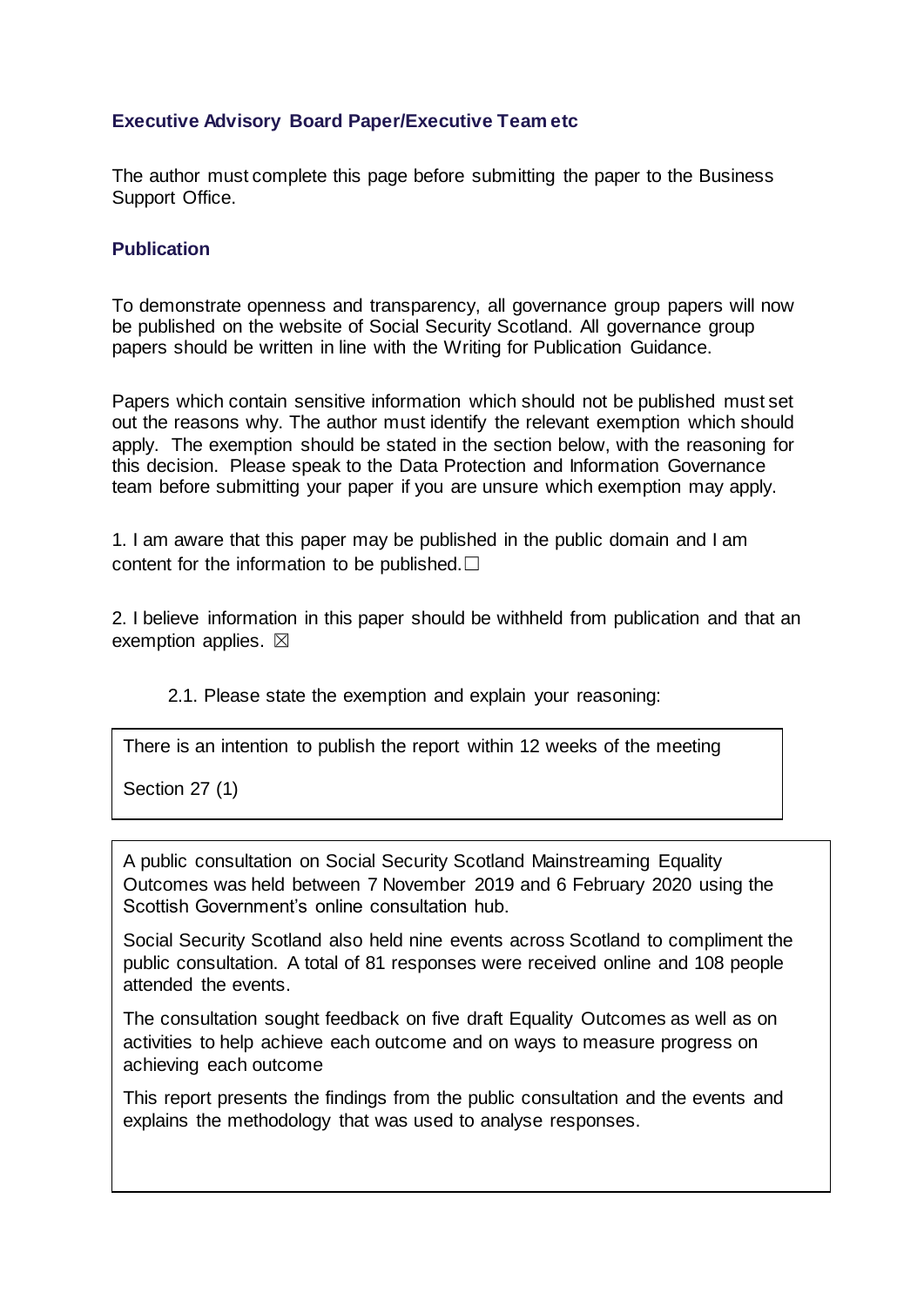### Executive Advisory Board Paper/Executive Team etc

The author must complete this page before submitting the paper to the Business Support Office.

### Publication

To demonstrate openness and transparency, all governance group papers will now be published on the website of Social Security Scotland. All governance group papers should be written in line with the Writing for Publication Guidance.

Papers which contain sensitive information which should not be published must set out the reasons why. The author must identify the relevant exemption which should apply. The exemption should be stated in the section below, with the reasoning for this decision. Please speak to the Data Protection and Information Governance team before submitting your paper if you are unsure which exemption may apply.

1. I am aware that this paper may be published in the public domain and I am content for the information to be published. ☐

2. I believe information in this paper should be withheld from publication and that an exemption applies. ☒

    2.1. Please state the exemption and explain your reasoning:

> There is an intention to publish the report within 12 weeks of the meeting
>
> Section 27 (1)

> A public consultation on Social Security Scotland Mainstreaming Equality Outcomes was held between 7 November 2019 and 6 February 2020 using the Scottish Government's online consultation hub.
>
> Social Security Scotland also held nine events across Scotland to compliment the public consultation. A total of 81 responses were received online and 108 people attended the events.
>
> The consultation sought feedback on five draft Equality Outcomes as well as on activities to help achieve each outcome and on ways to measure progress on achieving each outcome
>
> This report presents the findings from the public consultation and the events and explains the methodology that was used to analyse responses.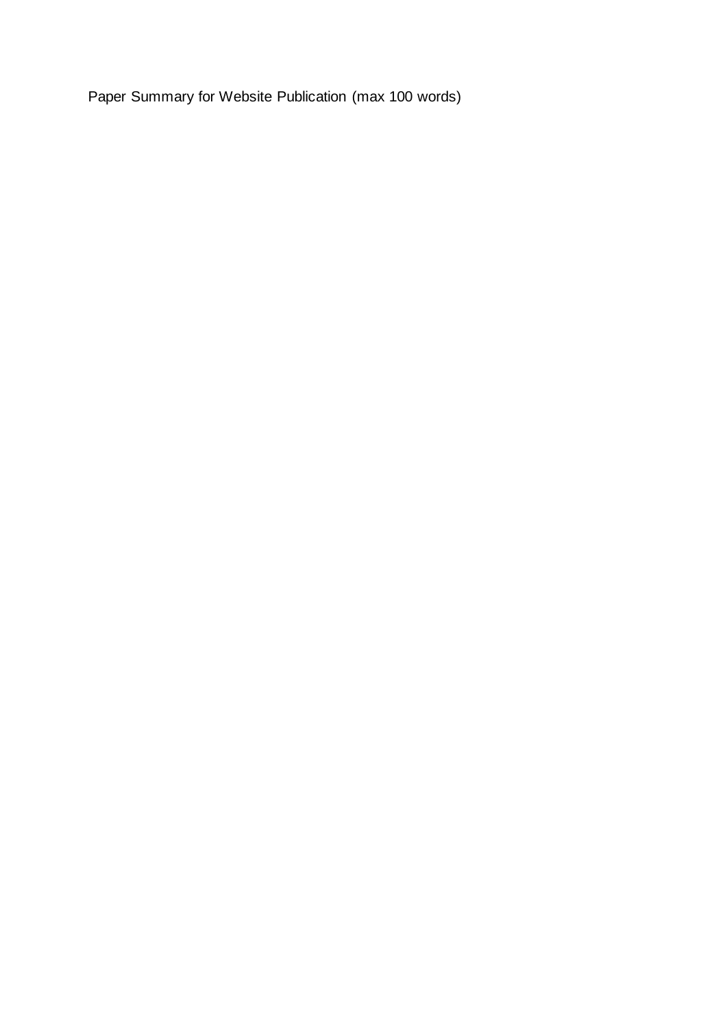Paper Summary for Website Publication (max 100 words)